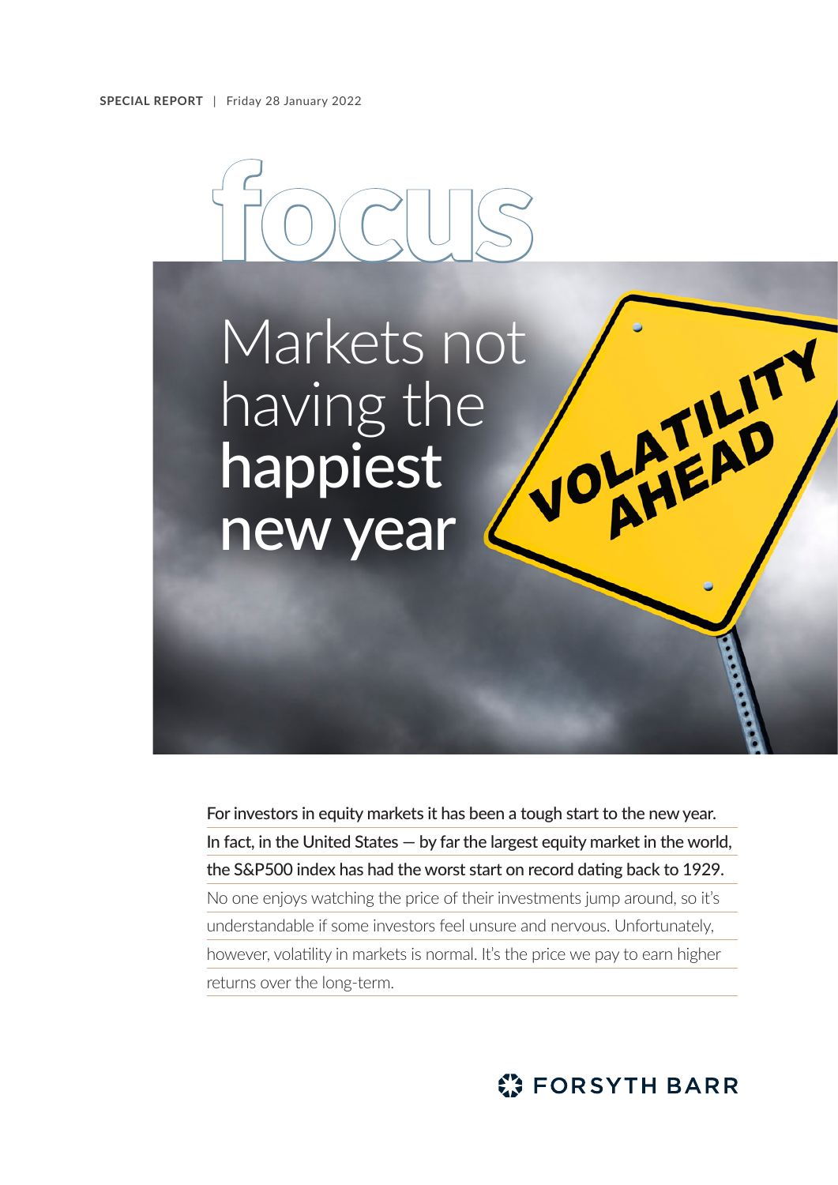**SPECIAL REPORT** | Friday 28 January 2022

# focus

# Markets not having the **happiest new year**

For investors in equity markets it has been a tough start to the new year. In fact, in the United States — by far the largest equity market in the world, the S&P500 index has had the worst start on record dating back to 1929.

No one enjoys watching the price of their investments jump around, so it's understandable if some investors feel unsure and nervous. Unfortunately, however, volatility in markets is normal. It's the price we pay to earn higher returns over the long-term.

FORSYTH BARR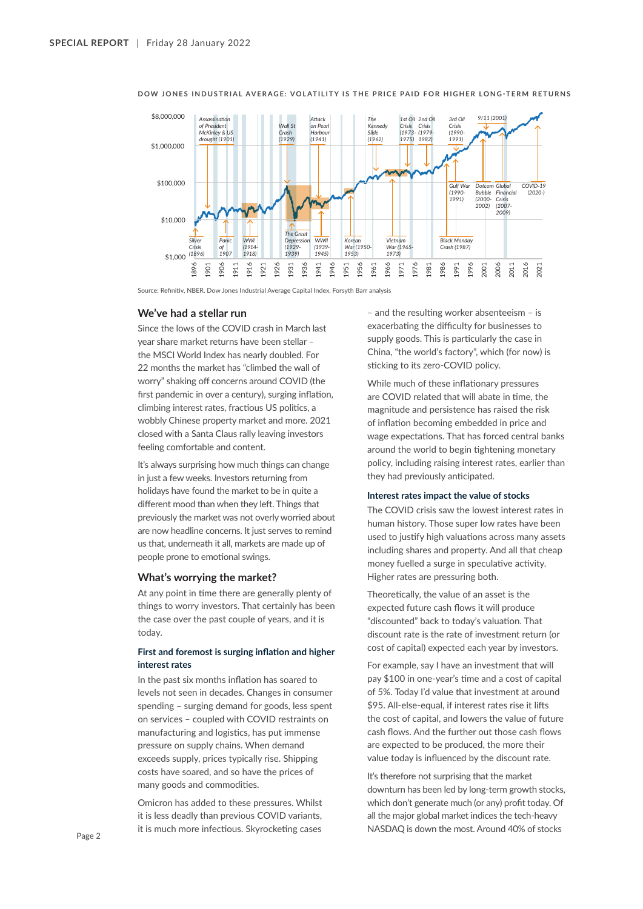**DOW JONES INDUSTRIAL AVERAGE: VOLATILITY IS THE PRICE PAID FOR HIGHER LONG-TERM RETURNS**

Source: Refinitiv, NBER. Dow Jones Industrial Average Capital Index, Forsyth Barr analysis

## We've had a stellar run

Since the lows of the COVID crash in March last year share market returns have been stellar – the MSCI World Index has nearly doubled. For 22 months the market has "climbed the wall of worry" shaking off concerns around COVID (the first pandemic in over a century), surging inflation, climbing interest rates, fractious US politics, a wobbly Chinese property market and more. 2021 closed with a Santa Claus rally leaving investors feeling comfortable and content.

It's always surprising how much things can change in just a few weeks. Investors returning from holidays have found the market to be in quite a different mood than when they left. Things that previously the market was not overly worried about are now headline concerns. It just serves to remind us that, underneath it all, markets are made up of people prone to emotional swings.

## What's worrying the market?

At any point in time there are generally plenty of things to worry investors. That certainly has been the case over the past couple of years, and it is today.

### First and foremost is surging inflation and higher interest rates

In the past six months inflation has soared to levels not seen in decades. Changes in consumer spending – surging demand for goods, less spent on services – coupled with COVID restraints on manufacturing and logistics, has put immense pressure on supply chains. When demand exceeds supply, prices typically rise. Shipping costs have soared, and so have the prices of many goods and commodities.

Omicron has added to these pressures. Whilst it is less deadly than previous COVID variants, it is much more infectious. Skyrocketing cases – and the resulting worker absenteeism – is exacerbating the difficulty for businesses to supply goods. This is particularly the case in China, "the world's factory", which (for now) is sticking to its zero-COVID policy.

While much of these inflationary pressures are COVID related that will abate in time, the magnitude and persistence has raised the risk of inflation becoming embedded in price and wage expectations. That has forced central banks around the world to begin tightening monetary policy, including raising interest rates, earlier than they had previously anticipated.

### Interest rates impact the value of stocks

The COVID crisis saw the lowest interest rates in human history. Those super low rates have been used to justify high valuations across many assets including shares and property. And all that cheap money fuelled a surge in speculative activity. Higher rates are pressuring both.

Theoretically, the value of an asset is the expected future cash flows it will produce "discounted" back to today's valuation. That discount rate is the rate of investment return (or cost of capital) expected each year by investors.

For example, say I have an investment that will pay $100 in one-year's time and a cost of capital of 5%. Today I'd value that investment at around $95. All-else-equal, if interest rates rise it lifts the cost of capital, and lowers the value of future cash flows. And the further out those cash flows are expected to be produced, the more their value today is influenced by the discount rate.

It's therefore not surprising that the market downturn has been led by long-term growth stocks, which don't generate much (or any) profit today. Of all the major global market indices the tech-heavy NASDAQ is down the most. Around 40% of stocks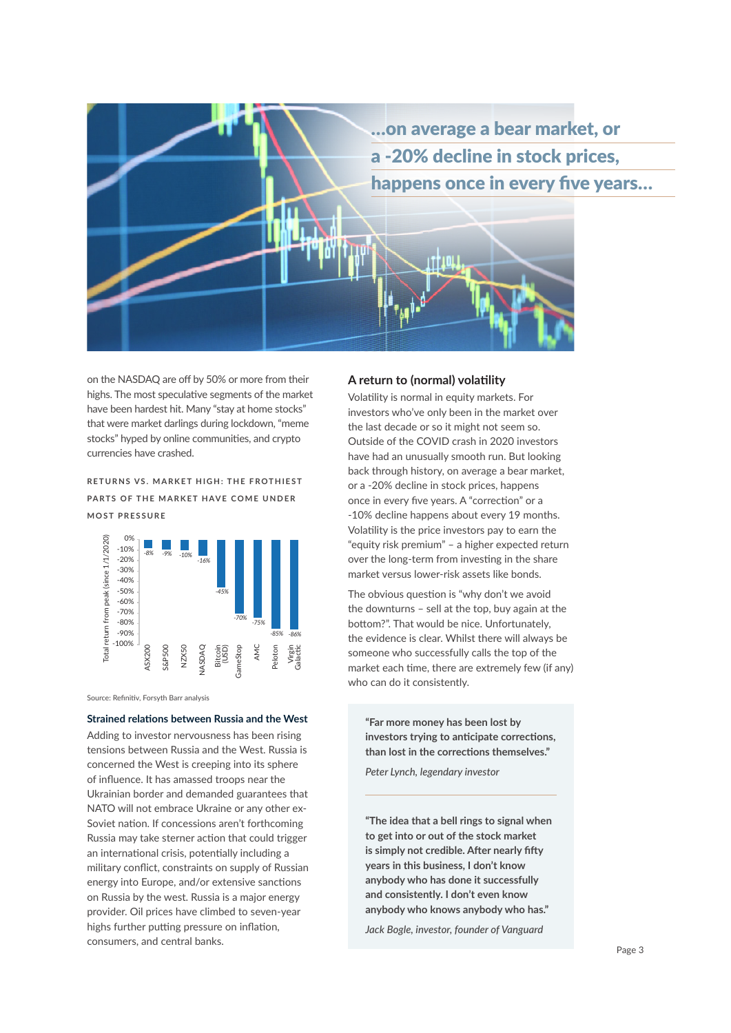...on average a bear market, or a -20% decline in stock prices, happens once in every five years...

on the NASDAQ are off by 50% or more from their highs. The most speculative segments of the market have been hardest hit. Many "stay at home stocks" that were market darlings during lockdown, "meme stocks" hyped by online communities, and crypto currencies have crashed.

**RETURNS VS. MARKET HIGH: THE FROTHIEST PARTS OF THE MARKET HAVE COME UNDER MOST PRESSURE**

| | Total return from peak (since 1/1/2020) |
|---|---|
| ASX200 | -8% |
| S&P500 | -9% |
| NZX50 | -10% |
| NASDAQ | -16% |
| Bitcoin (USD) | -45% |
| GameStop | -70% |
| AMC | -75% |
| Peloton | -85% |
| Virgin Galactic | -86% |

Source: Refinitiv, Forsyth Barr analysis

### Strained relations between Russia and the West

Adding to investor nervousness has been rising tensions between Russia and the West. Russia is concerned the West is creeping into its sphere of influence. It has amassed troops near the Ukrainian border and demanded guarantees that NATO will not embrace Ukraine or any other ex-Soviet nation. If concessions aren't forthcoming Russia may take sterner action that could trigger an international crisis, potentially including a military conflict, constraints on supply of Russian energy into Europe, and/or extensive sanctions on Russia by the west. Russia is a major energy provider. Oil prices have climbed to seven-year highs further putting pressure on inflation, consumers, and central banks.

### A return to (normal) volatility

Volatility is normal in equity markets. For investors who've only been in the market over the last decade or so it might not seem so. Outside of the COVID crash in 2020 investors have had an unusually smooth run. But looking back through history, on average a bear market, or a -20% decline in stock prices, happens once in every five years. A "correction" or a -10% decline happens about every 19 months. Volatility is the price investors pay to earn the "equity risk premium" – a higher expected return over the long-term from investing in the share market versus lower-risk assets like bonds.

The obvious question is "why don't we avoid the downturns – sell at the top, buy again at the bottom?". That would be nice. Unfortunately, the evidence is clear. Whilst there will always be someone who successfully calls the top of the market each time, there are extremely few (if any) who can do it consistently.

> **"Far more money has been lost by investors trying to anticipate corrections, than lost in the corrections themselves."**
>
> *Peter Lynch, legendary investor*

> **"The idea that a bell rings to signal when to get into or out of the stock market is simply not credible. After nearly fifty years in this business, I don't know anybody who has done it successfully and consistently. I don't even know anybody who knows anybody who has."**
>
> *Jack Bogle, investor, founder of Vanguard*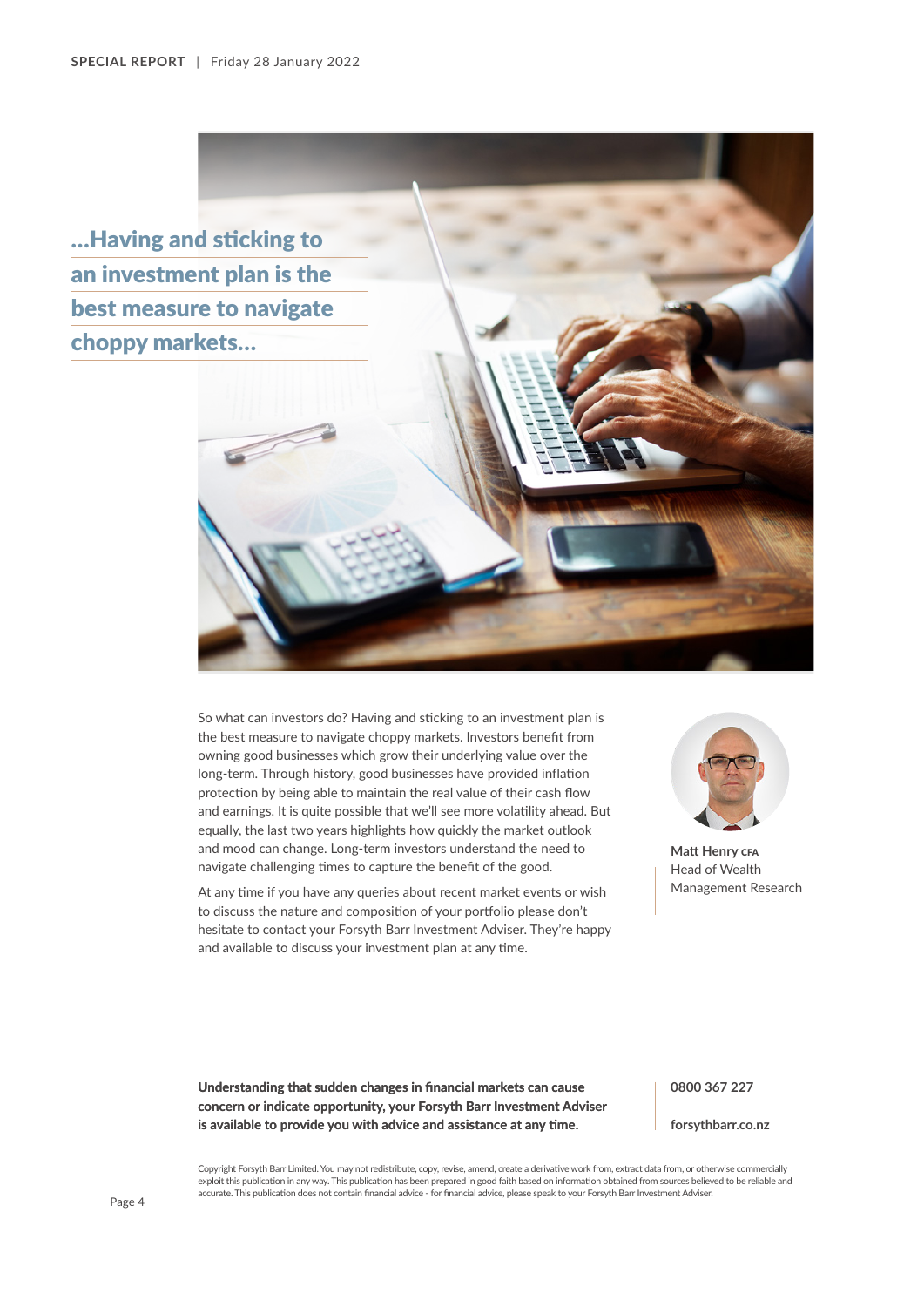**...Having and sticking to an investment plan is the best measure to navigate choppy markets...**

So what can investors do? Having and sticking to an investment plan is the best measure to navigate choppy markets. Investors benefit from owning good businesses which grow their underlying value over the long-term. Through history, good businesses have provided inflation protection by being able to maintain the real value of their cash flow and earnings. It is quite possible that we'll see more volatility ahead. But equally, the last two years highlights how quickly the market outlook and mood can change. Long-term investors understand the need to navigate challenging times to capture the benefit of the good.

At any time if you have any queries about recent market events or wish to discuss the nature and composition of your portfolio please don't hesitate to contact your Forsyth Barr Investment Adviser. They're happy and available to discuss your investment plan at any time.

**Matt Henry** CFA
Head of Wealth Management Research

**Understanding that sudden changes in financial markets can cause concern or indicate opportunity, your Forsyth Barr Investment Adviser is available to provide you with advice and assistance at any time.**

**0800 367 227**

**forsythbarr.co.nz**

Copyright Forsyth Barr Limited. You may not redistribute, copy, revise, amend, create a derivative work from, extract data from, or otherwise commercially exploit this publication in any way. This publication has been prepared in good faith based on information obtained from sources believed to be reliable and accurate. This publication does not contain financial advice - for financial advice, please speak to your Forsyth Barr Investment Adviser.